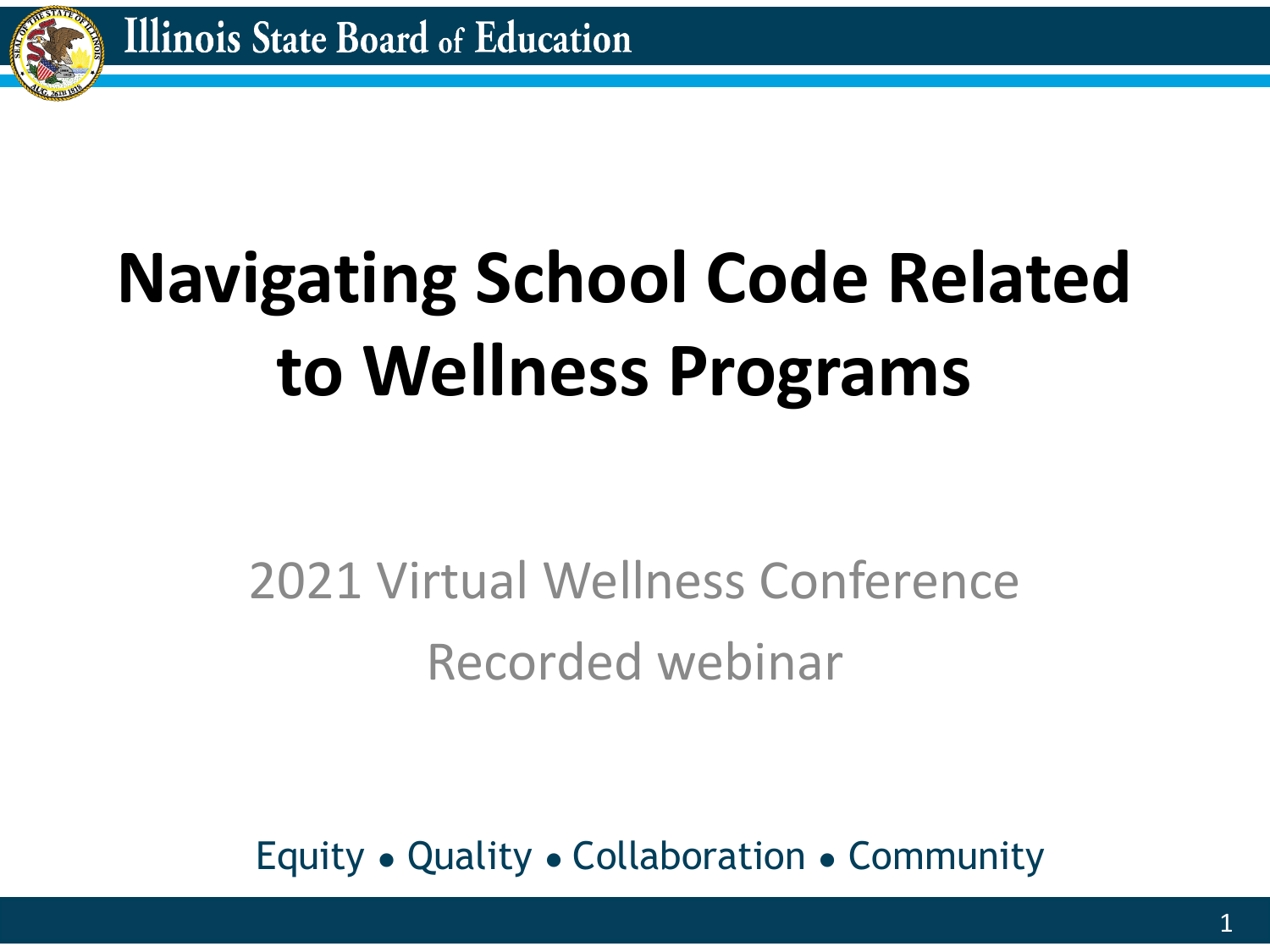Illinois State Board of Education

# Navigating School Code Related to Wellness Programs

2021 Virtual Wellness Conference

Recorded webinar

Equity • Quality • Collaboration • Community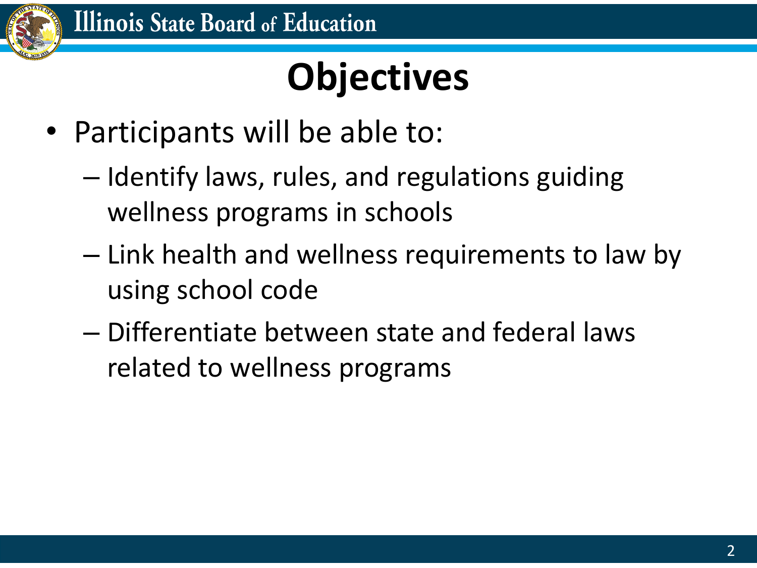# Objectives

- Participants will be able to:
  - Identify laws, rules, and regulations guiding wellness programs in schools
  - Link health and wellness requirements to law by using school code
  - Differentiate between state and federal laws related to wellness programs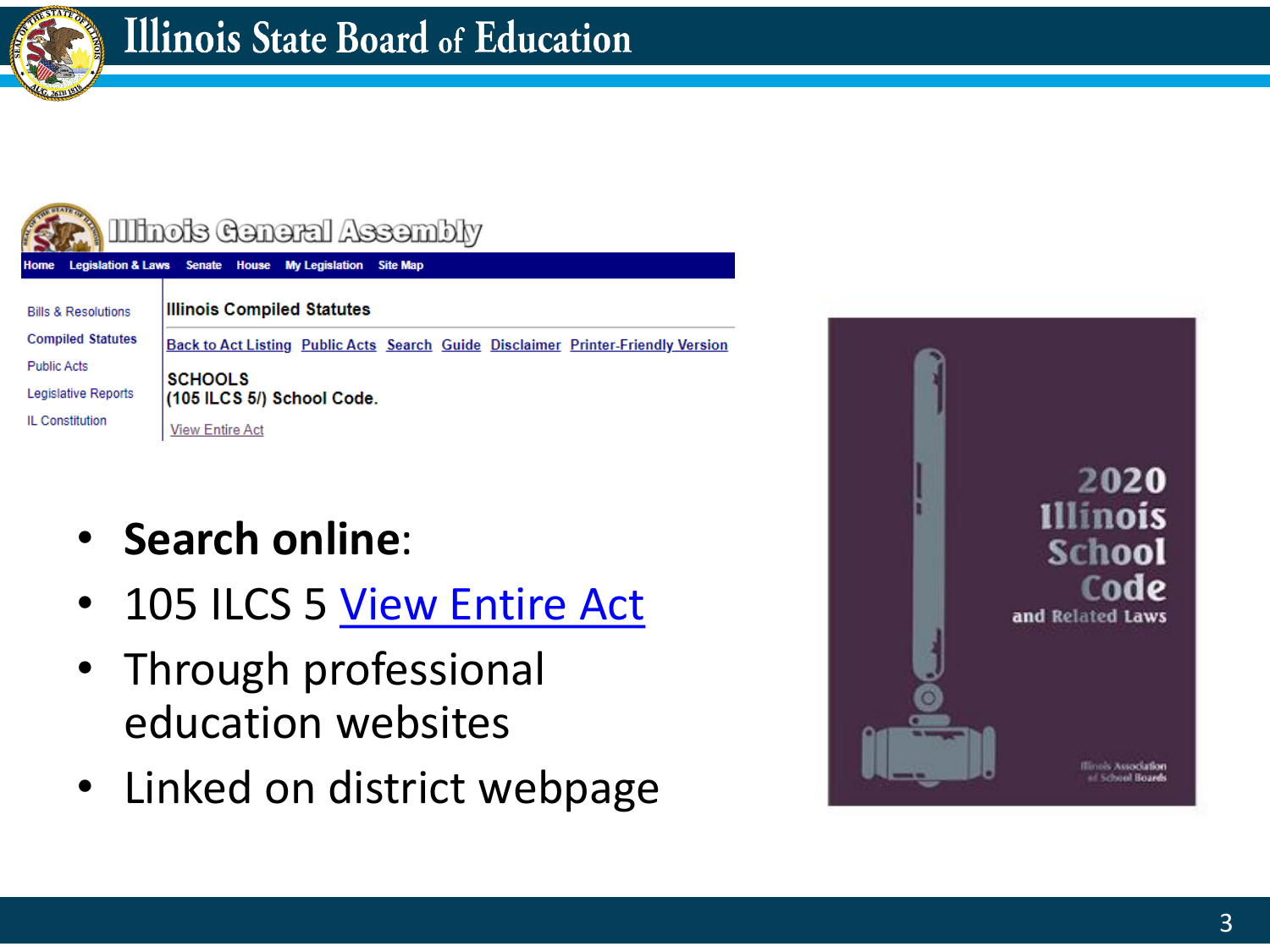Illinois Compiled Statutes

Back to Act Listing Public Acts Search Guide Disclaimer Printer-Friendly Version

SCHOOLS
(105 ILCS 5/) School Code.

View Entire Act

- **Search online**:
- 105 ILCS 5 [View Entire Act]
- Through professional education websites
- Linked on district webpage

2020 Illinois School Code and Related Laws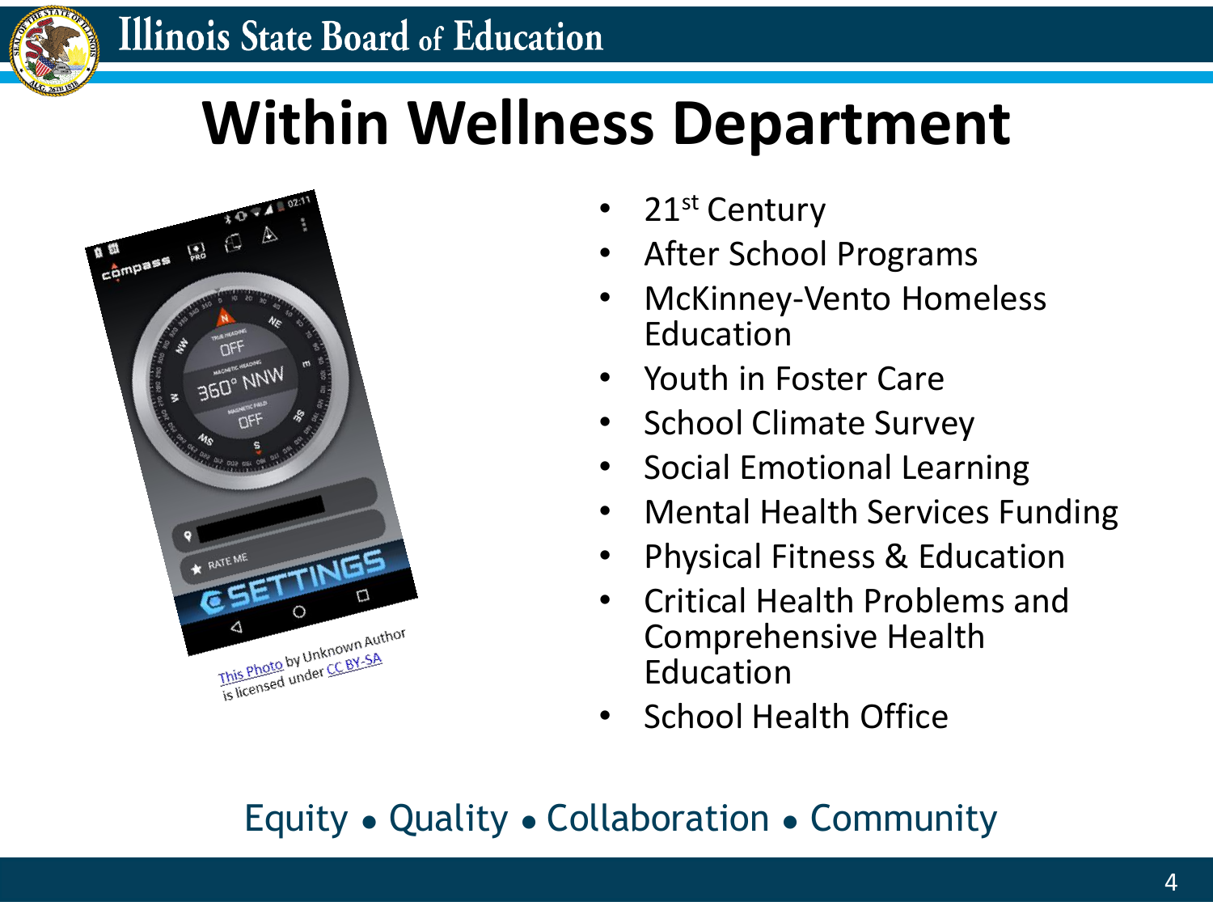# Within Wellness Department

This Photo by Unknown Author is licensed under CC BY-SA

- 21st Century
- After School Programs
- McKinney-Vento Homeless Education
- Youth in Foster Care
- School Climate Survey
- Social Emotional Learning
- Mental Health Services Funding
- Physical Fitness & Education
- Critical Health Problems and Comprehensive Health Education
- School Health Office

Equity • Quality • Collaboration • Community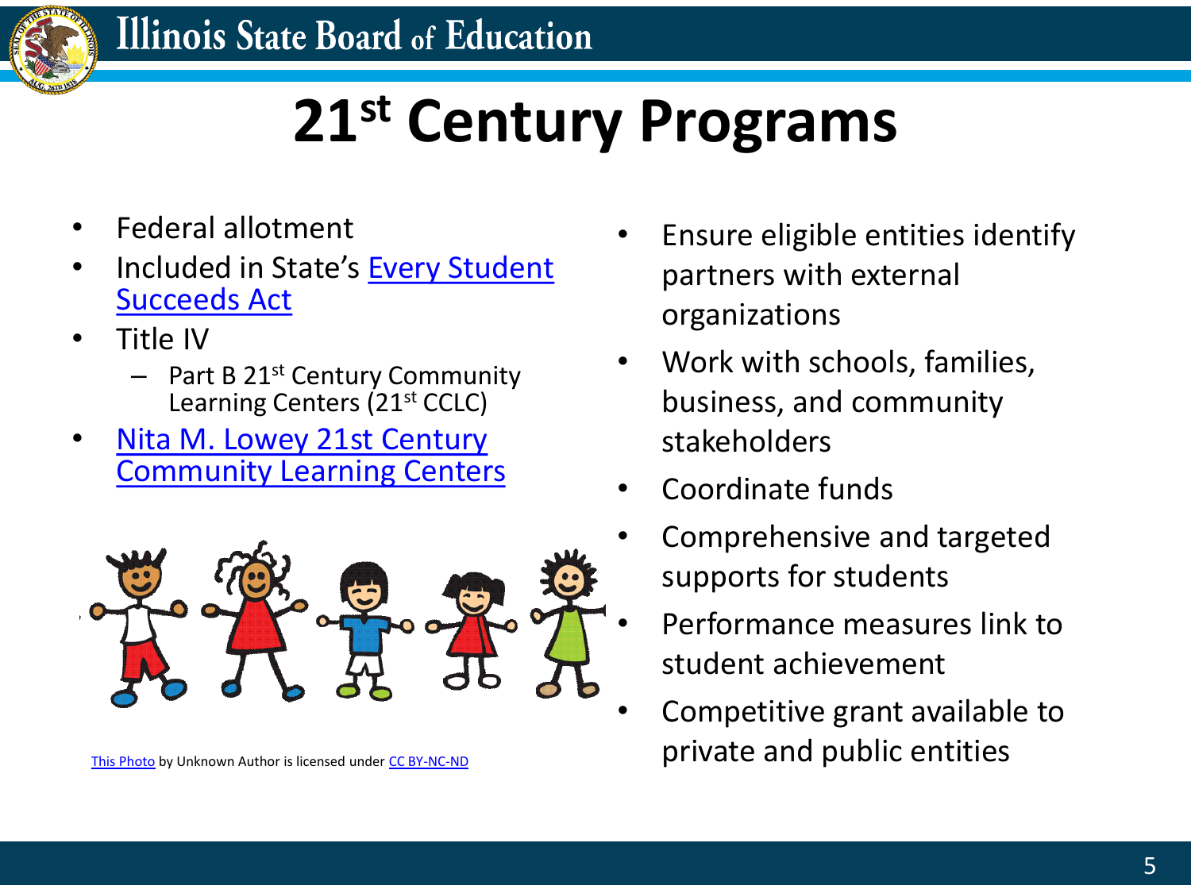# 21st Century Programs

- Federal allotment
- Included in State's Every Student Succeeds Act
- Title IV
  - Part B 21st Century Community Learning Centers (21st CCLC)
- Nita M. Lowey 21st Century Community Learning Centers

This Photo by Unknown Author is licensed under CC BY-NC-ND

- Ensure eligible entities identify partners with external organizations
- Work with schools, families, business, and community stakeholders
- Coordinate funds
- Comprehensive and targeted supports for students
- Performance measures link to student achievement
- Competitive grant available to private and public entities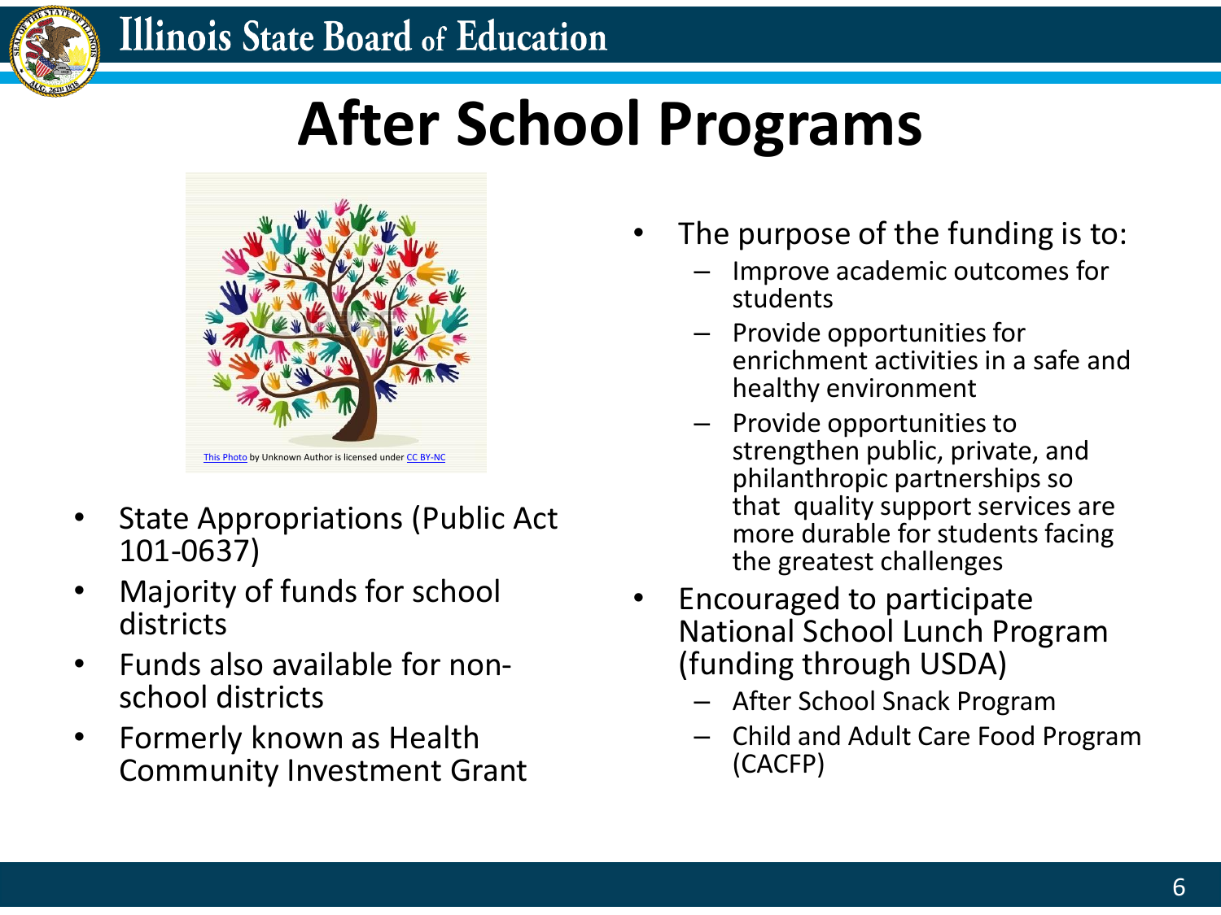# After School Programs

This Photo by Unknown Author is licensed under CC BY-NC

- State Appropriations (Public Act 101-0637)
- Majority of funds for school districts
- Funds also available for non-school districts
- Formerly known as Health Community Investment Grant

- The purpose of the funding is to:
  - Improve academic outcomes for students
  - Provide opportunities for enrichment activities in a safe and healthy environment
  - Provide opportunities to strengthen public, private, and philanthropic partnerships so that quality support services are more durable for students facing the greatest challenges
- Encouraged to participate National School Lunch Program (funding through USDA)
  - After School Snack Program
  - Child and Adult Care Food Program (CACFP)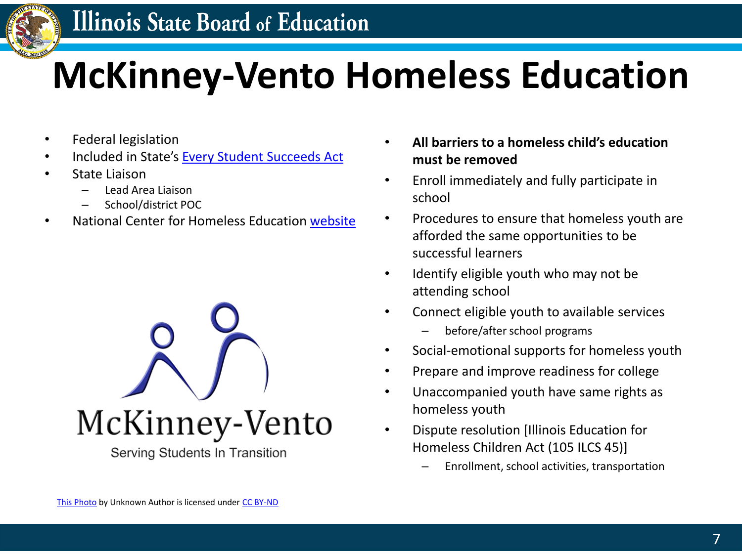# McKinney-Vento Homeless Education

- Federal legislation
- Included in State's Every Student Succeeds Act
- State Liaison
  - Lead Area Liaison
  - School/district POC
- National Center for Homeless Education website

McKinney-Vento

Serving Students In Transition

This Photo by Unknown Author is licensed under CC BY-ND

- **All barriers to a homeless child's education must be removed**
- Enroll immediately and fully participate in school
- Procedures to ensure that homeless youth are afforded the same opportunities to be successful learners
- Identify eligible youth who may not be attending school
- Connect eligible youth to available services
  - before/after school programs
- Social-emotional supports for homeless youth
- Prepare and improve readiness for college
- Unaccompanied youth have same rights as homeless youth
- Dispute resolution [Illinois Education for Homeless Children Act (105 ILCS 45)]
  - Enrollment, school activities, transportation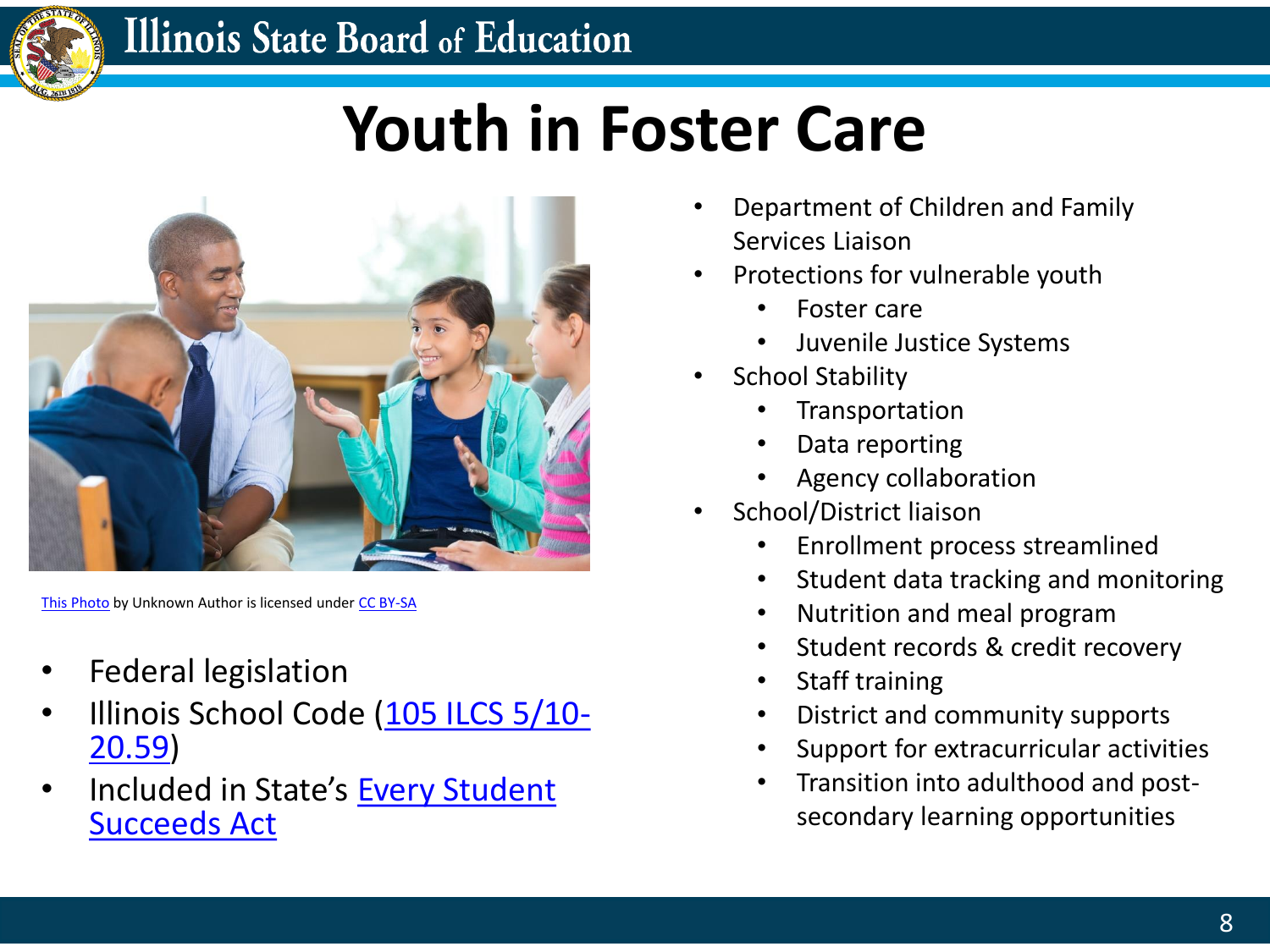# Youth in Foster Care

This Photo by Unknown Author is licensed under CC BY-SA

- Federal legislation
- Illinois School Code (105 ILCS 5/10-20.59)
- Included in State's Every Student Succeeds Act

- Department of Children and Family Services Liaison
- Protections for vulnerable youth
  - Foster care
  - Juvenile Justice Systems
- School Stability
  - Transportation
  - Data reporting
  - Agency collaboration
- School/District liaison
  - Enrollment process streamlined
  - Student data tracking and monitoring
  - Nutrition and meal program
  - Student records & credit recovery
  - Staff training
  - District and community supports
  - Support for extracurricular activities
  - Transition into adulthood and post-secondary learning opportunities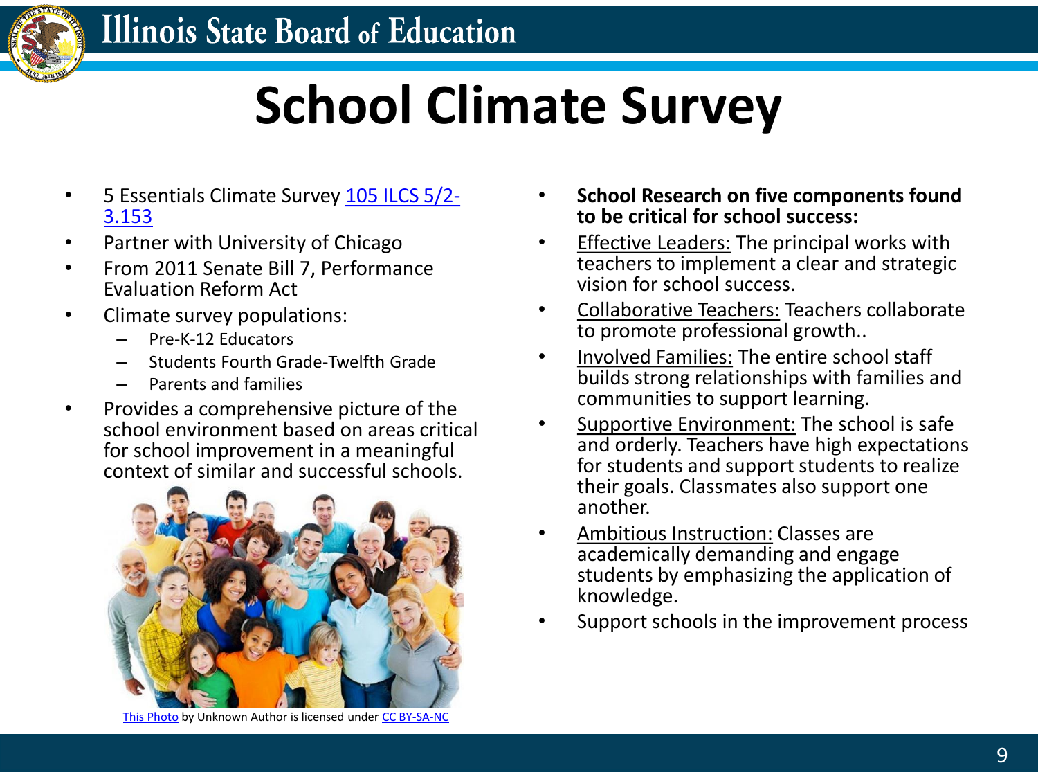# School Climate Survey

- 5 Essentials Climate Survey [105 ILCS 5/2-3.153]
- Partner with University of Chicago
- From 2011 Senate Bill 7, Performance Evaluation Reform Act
- Climate survey populations:
  - Pre-K-12 Educators
  - Students Fourth Grade-Twelfth Grade
  - Parents and families
- Provides a comprehensive picture of the school environment based on areas critical for school improvement in a meaningful context of similar and successful schools.

This Photo by Unknown Author is licensed under CC BY-SA-NC

- **School Research on five components found to be critical for school success:**
- Effective Leaders: The principal works with teachers to implement a clear and strategic vision for school success.
- Collaborative Teachers: Teachers collaborate to promote professional growth..
- Involved Families: The entire school staff builds strong relationships with families and communities to support learning.
- Supportive Environment: The school is safe and orderly. Teachers have high expectations for students and support students to realize their goals. Classmates also support one another.
- Ambitious Instruction: Classes are academically demanding and engage students by emphasizing the application of knowledge.
- Support schools in the improvement process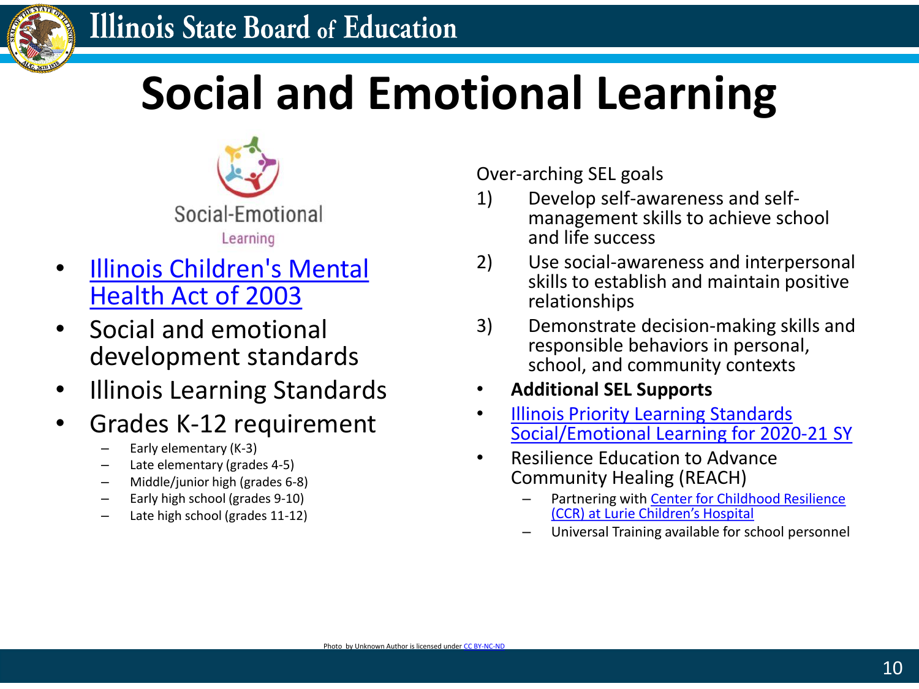# Social and Emotional Learning

Social-Emotional Learning

- Illinois Children's Mental Health Act of 2003
- Social and emotional development standards
- Illinois Learning Standards
- Grades K-12 requirement
  - Early elementary (K-3)
  - Late elementary (grades 4-5)
  - Middle/junior high (grades 6-8)
  - Early high school (grades 9-10)
  - Late high school (grades 11-12)

Over-arching SEL goals

1) Develop self-awareness and self-management skills to achieve school and life success
2) Use social-awareness and interpersonal skills to establish and maintain positive relationships
3) Demonstrate decision-making skills and responsible behaviors in personal, school, and community contexts

- **Additional SEL Supports**
- Illinois Priority Learning Standards Social/Emotional Learning for 2020-21 SY
- Resilience Education to Advance Community Healing (REACH)
  - Partnering with Center for Childhood Resilience (CCR) at Lurie Children's Hospital
  - Universal Training available for school personnel

Photo by Unknown Author is licensed under CC BY-NC-ND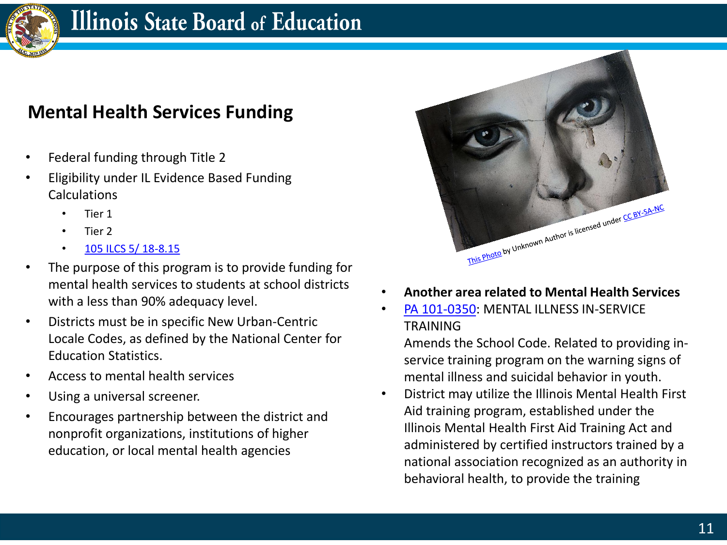## Mental Health Services Funding

- Federal funding through Title 2
- Eligibility under IL Evidence Based Funding Calculations
  - Tier 1
  - Tier 2
  - 105 ILCS 5/ 18-8.15
- The purpose of this program is to provide funding for mental health services to students at school districts with a less than 90% adequacy level.
- Districts must be in specific New Urban-Centric Locale Codes, as defined by the National Center for Education Statistics.
- Access to mental health services
- Using a universal screener.
- Encourages partnership between the district and nonprofit organizations, institutions of higher education, or local mental health agencies

This Photo by Unknown Author is licensed under CC BY-SA-NC

- **Another area related to Mental Health Services**
- PA 101-0350: MENTAL ILLNESS IN-SERVICE TRAINING
  Amends the School Code. Related to providing in-service training program on the warning signs of mental illness and suicidal behavior in youth.
- District may utilize the Illinois Mental Health First Aid training program, established under the Illinois Mental Health First Aid Training Act and administered by certified instructors trained by a national association recognized as an authority in behavioral health, to provide the training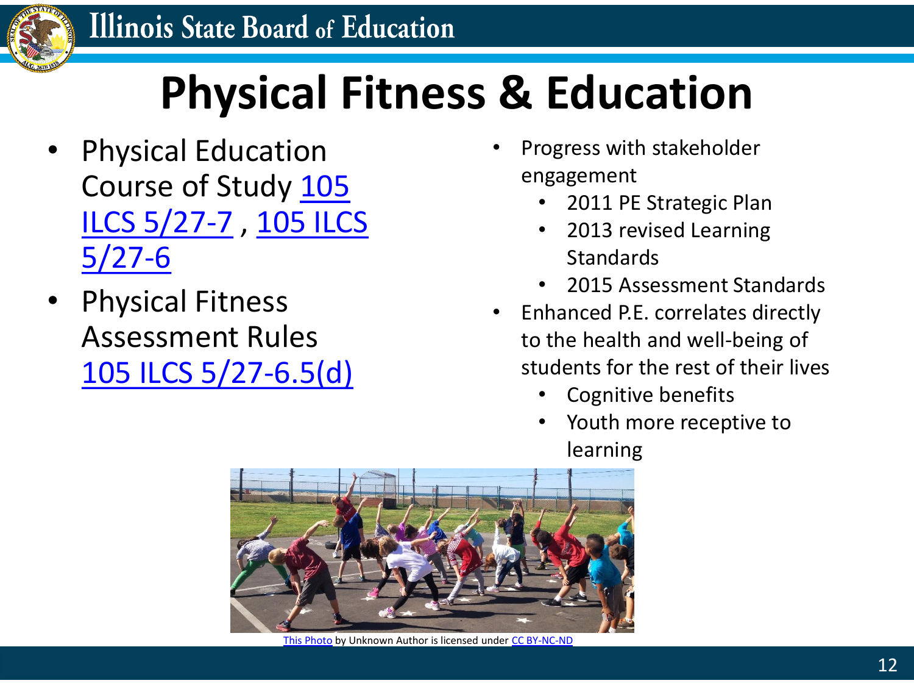# Physical Fitness & Education

- Physical Education Course of Study 105 ILCS 5/27-7 , 105 ILCS 5/27-6
- Physical Fitness Assessment Rules 105 ILCS 5/27-6.5(d)

- Progress with stakeholder engagement
  - 2011 PE Strategic Plan
  - 2013 revised Learning Standards
  - 2015 Assessment Standards
- Enhanced P.E. correlates directly to the health and well-being of students for the rest of their lives
  - Cognitive benefits
  - Youth more receptive to learning

This Photo by Unknown Author is licensed under CC BY-NC-ND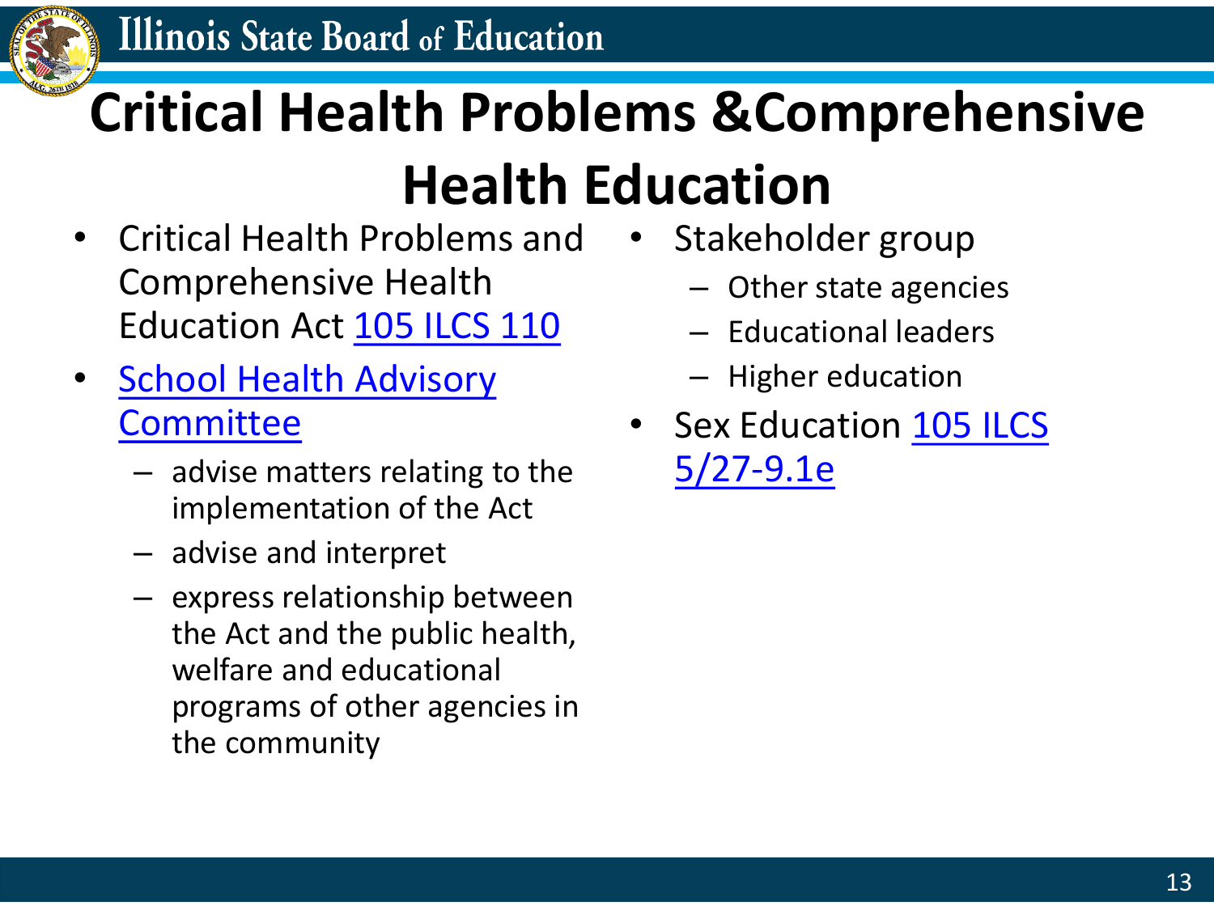# Critical Health Problems &Comprehensive Health Education

- Critical Health Problems and Comprehensive Health Education Act 105 ILCS 110
- School Health Advisory Committee
  - advise matters relating to the implementation of the Act
  - advise and interpret
  - express relationship between the Act and the public health, welfare and educational programs of other agencies in the community
- Stakeholder group
  - Other state agencies
  - Educational leaders
  - Higher education
- Sex Education 105 ILCS 5/27-9.1e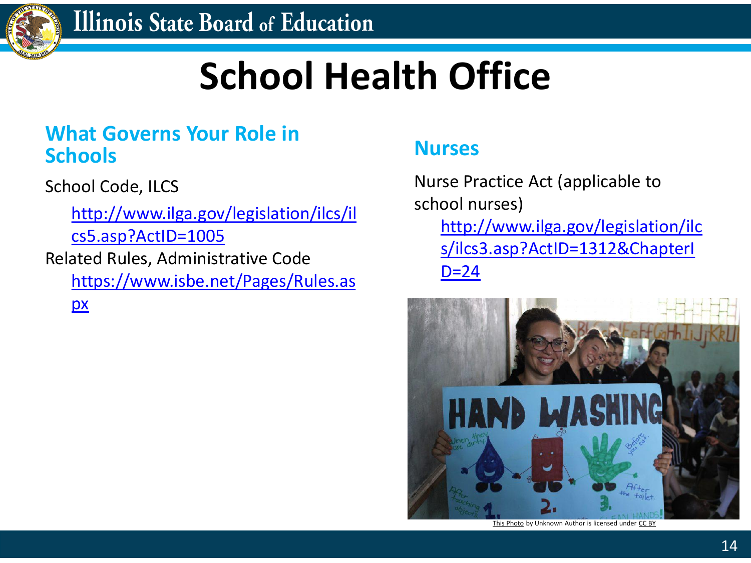# School Health Office

## What Governs Your Role in Schools

School Code, ILCS

- http://www.ilga.gov/legislation/ilcs/ilcs5.asp?ActID=1005

Related Rules, Administrative Code

- https://www.isbe.net/Pages/Rules.aspx

## Nurses

Nurse Practice Act (applicable to school nurses)

- http://www.ilga.gov/legislation/ilcs/ilcs3.asp?ActID=1312&ChapterID=24

This Photo by Unknown Author is licensed under CC BY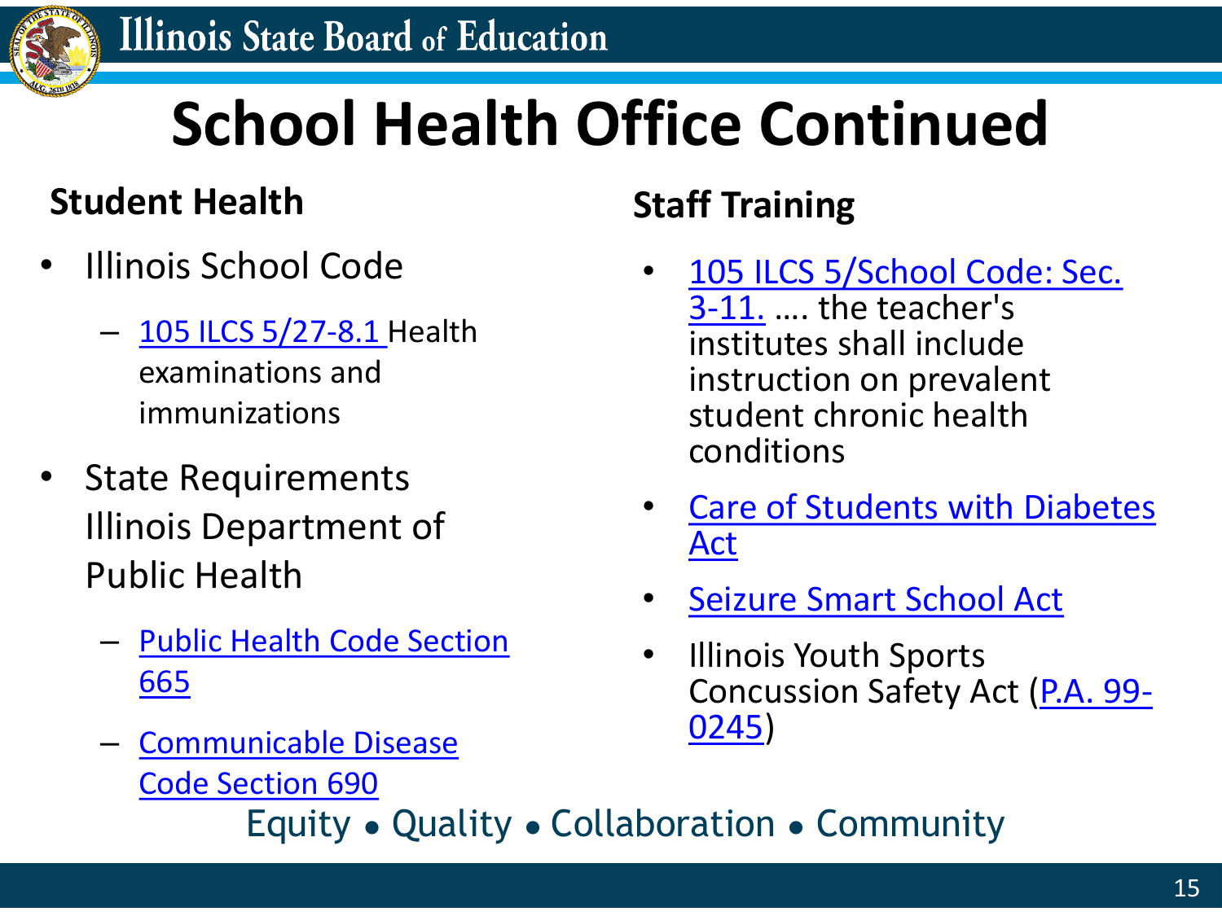# School Health Office Continued

## Student Health

- Illinois School Code
  - 105 ILCS 5/27-8.1 Health examinations and immunizations
- State Requirements Illinois Department of Public Health
  - Public Health Code Section 665
  - Communicable Disease Code Section 690

## Staff Training

- 105 ILCS 5/School Code: Sec. 3-11. …. the teacher's institutes shall include instruction on prevalent student chronic health conditions
- Care of Students with Diabetes Act
- Seizure Smart School Act
- Illinois Youth Sports Concussion Safety Act (P.A. 99-0245)

Equity • Quality • Collaboration • Community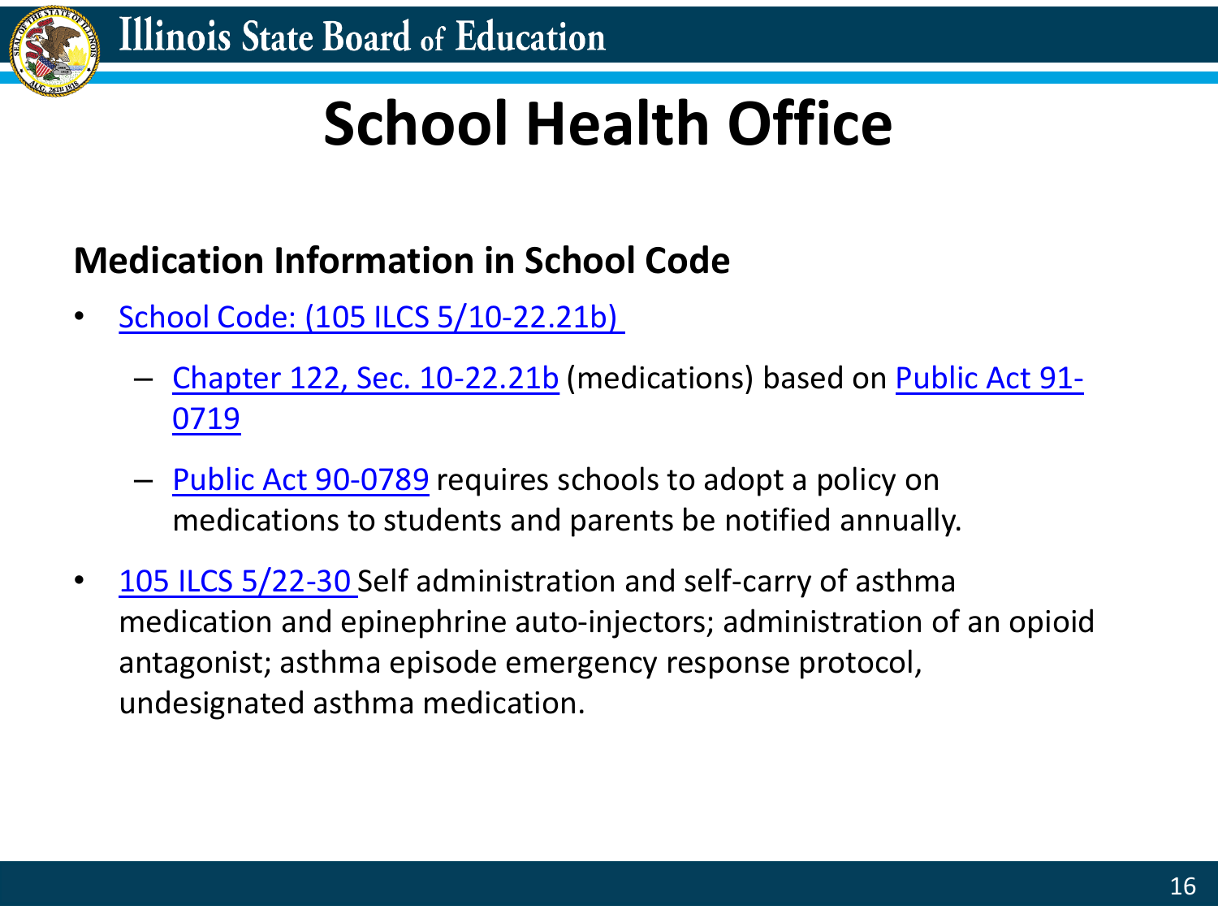# School Health Office

## Medication Information in School Code

- School Code: (105 ILCS 5/10-22.21b)
  - Chapter 122, Sec. 10-22.21b (medications) based on Public Act 91-0719
  - Public Act 90-0789 requires schools to adopt a policy on medications to students and parents be notified annually.
- 105 ILCS 5/22-30 Self administration and self-carry of asthma medication and epinephrine auto-injectors; administration of an opioid antagonist; asthma episode emergency response protocol, undesignated asthma medication.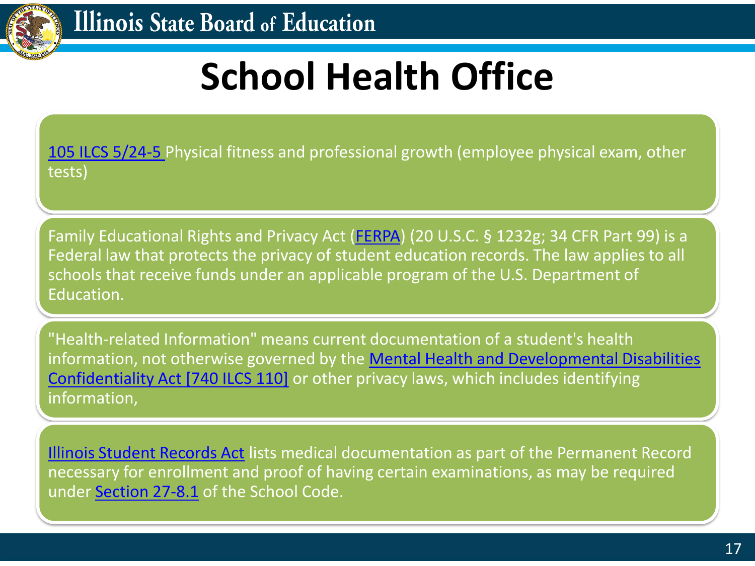# School Health Office

105 ILCS 5/24-5 Physical fitness and professional growth (employee physical exam, other tests)

Family Educational Rights and Privacy Act (FERPA) (20 U.S.C. § 1232g; 34 CFR Part 99) is a Federal law that protects the privacy of student education records. The law applies to all schools that receive funds under an applicable program of the U.S. Department of Education.

"Health-related Information" means current documentation of a student's health information, not otherwise governed by the Mental Health and Developmental Disabilities Confidentiality Act [740 ILCS 110] or other privacy laws, which includes identifying information,

Illinois Student Records Act lists medical documentation as part of the Permanent Record necessary for enrollment and proof of having certain examinations, as may be required under Section 27-8.1 of the School Code.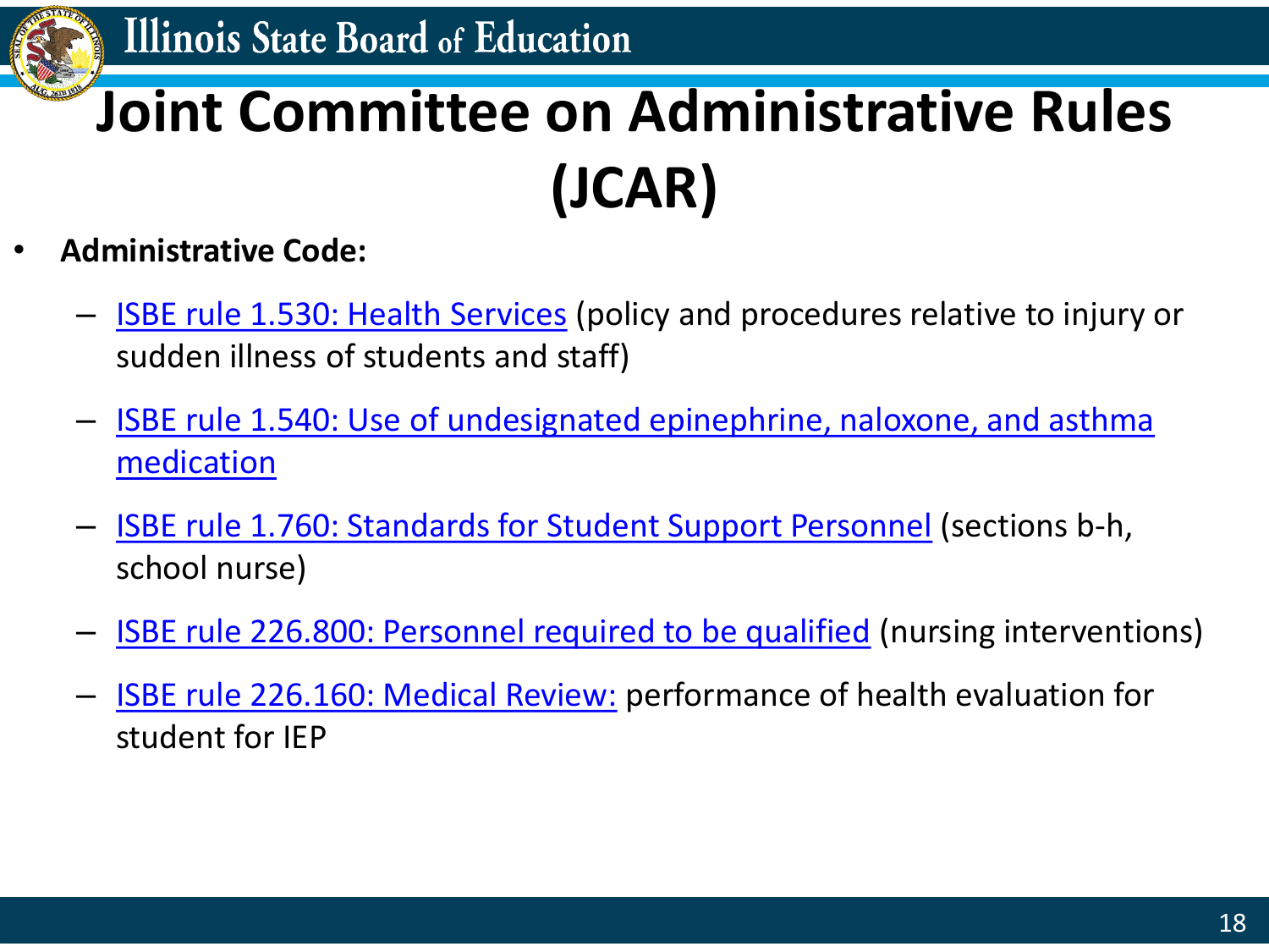# Joint Committee on Administrative Rules (JCAR)

- **Administrative Code:**
  - ISBE rule 1.530: Health Services (policy and procedures relative to injury or sudden illness of students and staff)
  - ISBE rule 1.540: Use of undesignated epinephrine, naloxone, and asthma medication
  - ISBE rule 1.760: Standards for Student Support Personnel (sections b-h, school nurse)
  - ISBE rule 226.800: Personnel required to be qualified (nursing interventions)
  - ISBE rule 226.160: Medical Review: performance of health evaluation for student for IEP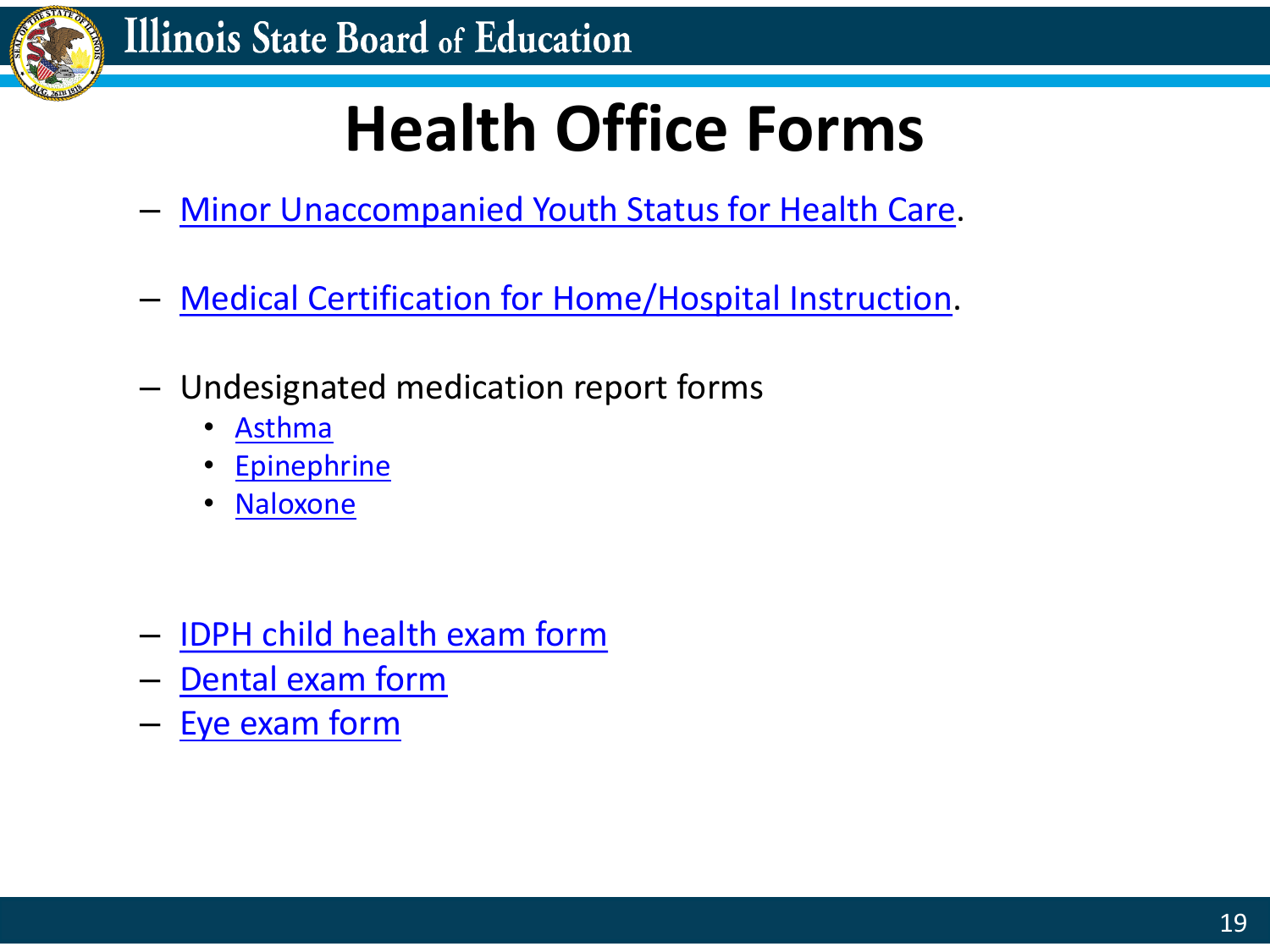# Health Office Forms

- Minor Unaccompanied Youth Status for Health Care.
- Medical Certification for Home/Hospital Instruction.
- Undesignated medication report forms
  - Asthma
  - Epinephrine
  - Naloxone
- IDPH child health exam form
- Dental exam form
- Eye exam form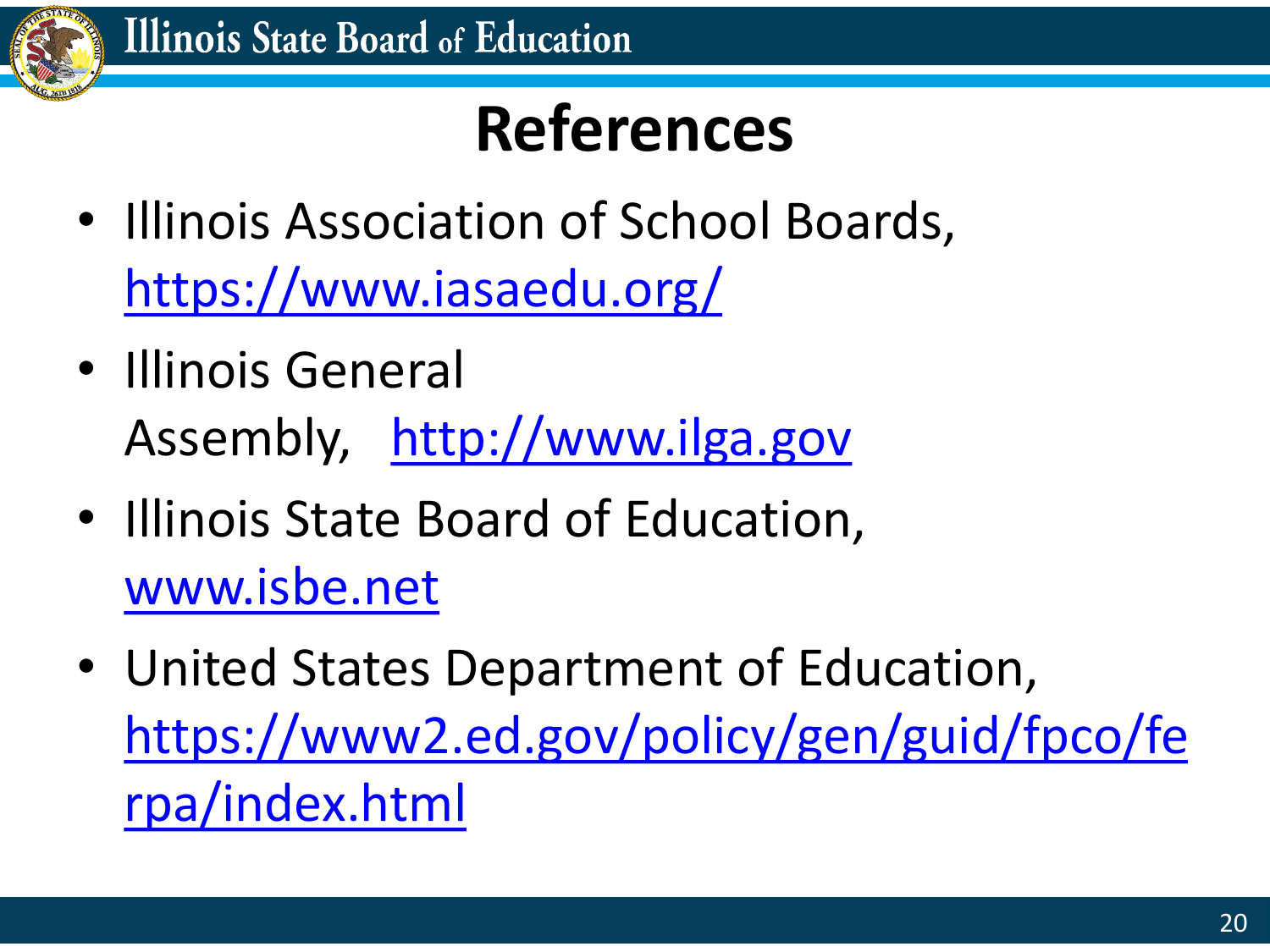# References

- Illinois Association of School Boards, https://www.iasaedu.org/
- Illinois General Assembly, http://www.ilga.gov
- Illinois State Board of Education, www.isbe.net
- United States Department of Education, https://www2.ed.gov/policy/gen/guid/fpco/ferpa/index.html